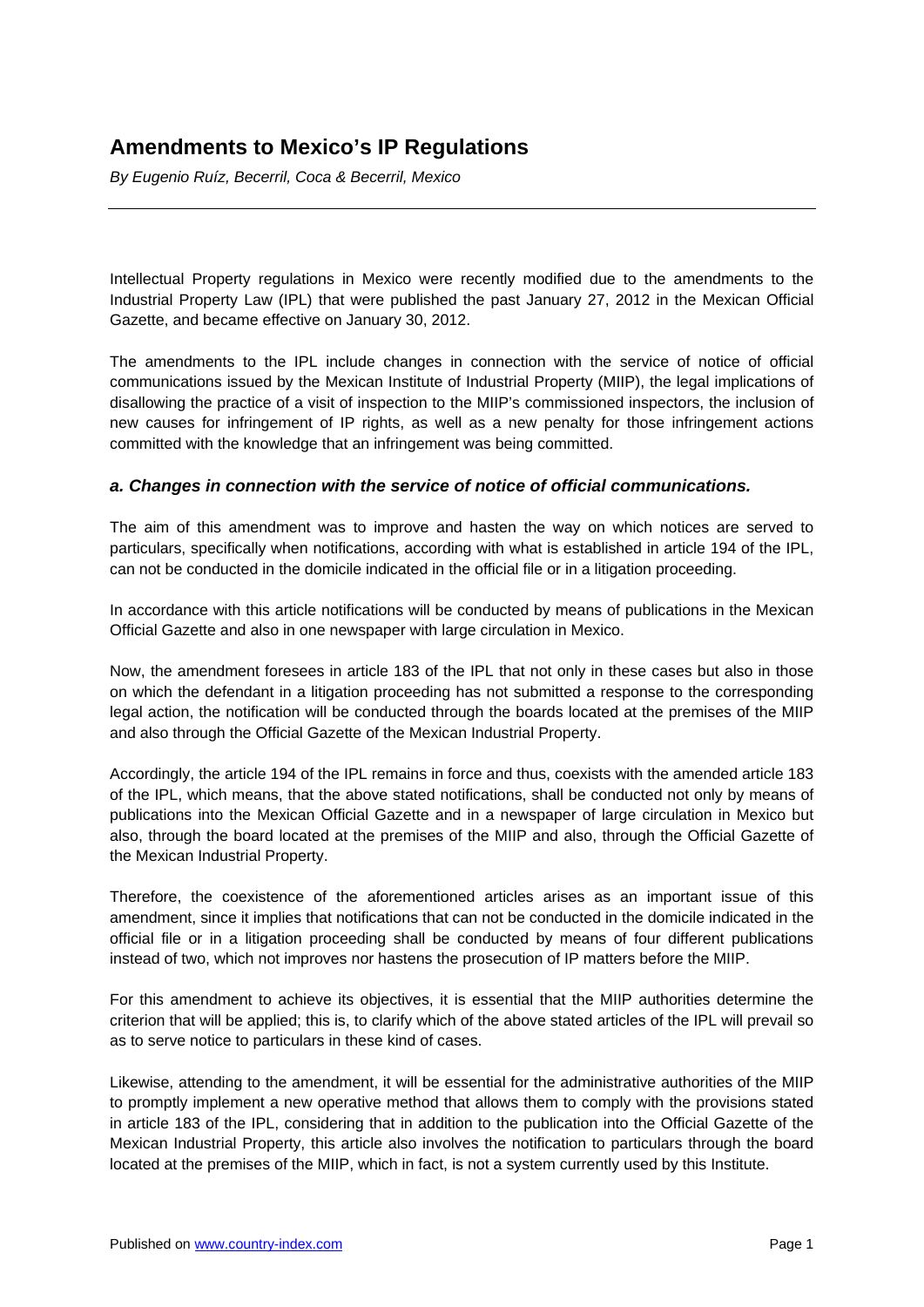# Amendments to Mexico's IP Regulations

*By Eugenio Ruíz, Becerril, Coca & Becerril, Mexico*

---

Intellectual Property regulations in Mexico were recently modified due to the amendments to the Industrial Property Law (IPL) that were published the past January 27, 2012 in the Mexican Official Gazette, and became effective on January 30, 2012.

The amendments to the IPL include changes in connection with the service of notice of official communications issued by the Mexican Institute of Industrial Property (MIIP), the legal implications of disallowing the practice of a visit of inspection to the MIIP's commissioned inspectors, the inclusion of new causes for infringement of IP rights, as well as a new penalty for those infringement actions committed with the knowledge that an infringement was being committed.

### *a. Changes in connection with the service of notice of official communications.*

The aim of this amendment was to improve and hasten the way on which notices are served to particulars, specifically when notifications, according with what is established in article 194 of the IPL, can not be conducted in the domicile indicated in the official file or in a litigation proceeding.

In accordance with this article notifications will be conducted by means of publications in the Mexican Official Gazette and also in one newspaper with large circulation in Mexico.

Now, the amendment foresees in article 183 of the IPL that not only in these cases but also in those on which the defendant in a litigation proceeding has not submitted a response to the corresponding legal action, the notification will be conducted through the boards located at the premises of the MIIP and also through the Official Gazette of the Mexican Industrial Property.

Accordingly, the article 194 of the IPL remains in force and thus, coexists with the amended article 183 of the IPL, which means, that the above stated notifications, shall be conducted not only by means of publications into the Mexican Official Gazette and in a newspaper of large circulation in Mexico but also, through the board located at the premises of the MIIP and also, through the Official Gazette of the Mexican Industrial Property.

Therefore, the coexistence of the aforementioned articles arises as an important issue of this amendment, since it implies that notifications that can not be conducted in the domicile indicated in the official file or in a litigation proceeding shall be conducted by means of four different publications instead of two, which not improves nor hastens the prosecution of IP matters before the MIIP.

For this amendment to achieve its objectives, it is essential that the MIIP authorities determine the criterion that will be applied; this is, to clarify which of the above stated articles of the IPL will prevail so as to serve notice to particulars in these kind of cases.

Likewise, attending to the amendment, it will be essential for the administrative authorities of the MIIP to promptly implement a new operative method that allows them to comply with the provisions stated in article 183 of the IPL, considering that in addition to the publication into the Official Gazette of the Mexican Industrial Property, this article also involves the notification to particulars through the board located at the premises of the MIIP, which in fact, is not a system currently used by this Institute.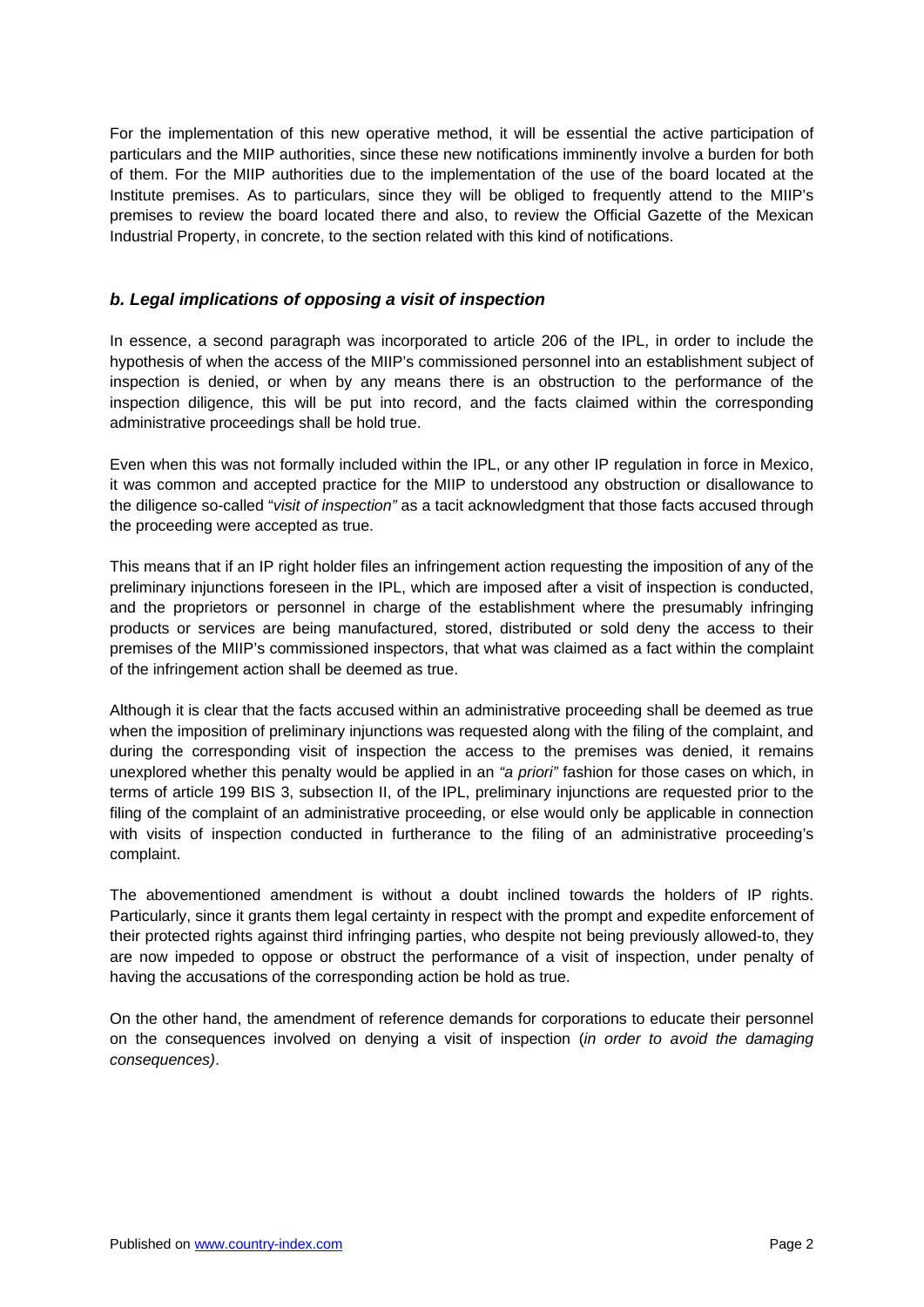For the implementation of this new operative method, it will be essential the active participation of particulars and the MIIP authorities, since these new notifications imminently involve a burden for both of them. For the MIIP authorities due to the implementation of the use of the board located at the Institute premises. As to particulars, since they will be obliged to frequently attend to the MIIP's premises to review the board located there and also, to review the Official Gazette of the Mexican Industrial Property, in concrete, to the section related with this kind of notifications.

### *b. Legal implications of opposing a visit of inspection*

In essence, a second paragraph was incorporated to article 206 of the IPL, in order to include the hypothesis of when the access of the MIIP's commissioned personnel into an establishment subject of inspection is denied, or when by any means there is an obstruction to the performance of the inspection diligence, this will be put into record, and the facts claimed within the corresponding administrative proceedings shall be hold true.

Even when this was not formally included within the IPL, or any other IP regulation in force in Mexico, it was common and accepted practice for the MIIP to understood any obstruction or disallowance to the diligence so-called "*visit of inspection"* as a tacit acknowledgment that those facts accused through the proceeding were accepted as true.

This means that if an IP right holder files an infringement action requesting the imposition of any of the preliminary injunctions foreseen in the IPL, which are imposed after a visit of inspection is conducted, and the proprietors or personnel in charge of the establishment where the presumably infringing products or services are being manufactured, stored, distributed or sold deny the access to their premises of the MIIP's commissioned inspectors, that what was claimed as a fact within the complaint of the infringement action shall be deemed as true.

Although it is clear that the facts accused within an administrative proceeding shall be deemed as true when the imposition of preliminary injunctions was requested along with the filing of the complaint, and during the corresponding visit of inspection the access to the premises was denied, it remains unexplored whether this penalty would be applied in an *"a priori"* fashion for those cases on which, in terms of article 199 BIS 3, subsection II, of the IPL, preliminary injunctions are requested prior to the filing of the complaint of an administrative proceeding, or else would only be applicable in connection with visits of inspection conducted in furtherance to the filing of an administrative proceeding's complaint.

The abovementioned amendment is without a doubt inclined towards the holders of IP rights. Particularly, since it grants them legal certainty in respect with the prompt and expedite enforcement of their protected rights against third infringing parties, who despite not being previously allowed-to, they are now impeded to oppose or obstruct the performance of a visit of inspection, under penalty of having the accusations of the corresponding action be hold as true.

On the other hand, the amendment of reference demands for corporations to educate their personnel on the consequences involved on denying a visit of inspection (*in order to avoid the damaging consequences)*.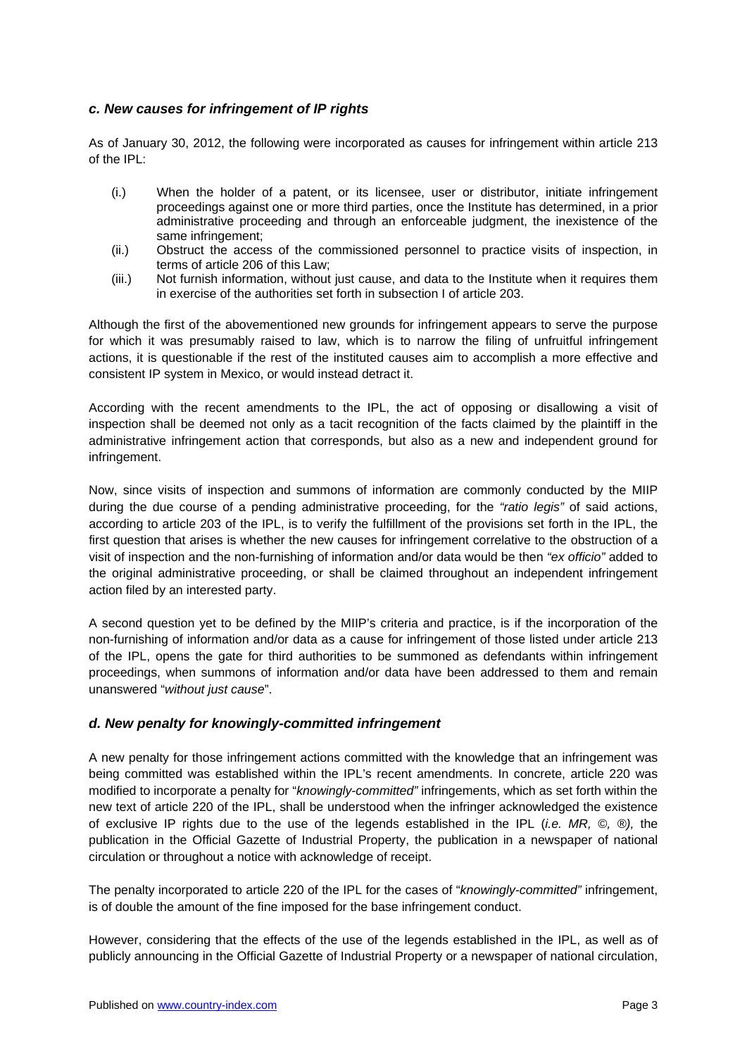### *c. New causes for infringement of IP rights*

As of January 30, 2012, the following were incorporated as causes for infringement within article 213 of the IPL:

(i.) When the holder of a patent, or its licensee, user or distributor, initiate infringement proceedings against one or more third parties, once the Institute has determined, in a prior administrative proceeding and through an enforceable judgment, the inexistence of the same infringement;

(ii.) Obstruct the access of the commissioned personnel to practice visits of inspection, in terms of article 206 of this Law;

(iii.) Not furnish information, without just cause, and data to the Institute when it requires them in exercise of the authorities set forth in subsection I of article 203.

Although the first of the abovementioned new grounds for infringement appears to serve the purpose for which it was presumably raised to law, which is to narrow the filing of unfruitful infringement actions, it is questionable if the rest of the instituted causes aim to accomplish a more effective and consistent IP system in Mexico, or would instead detract it.

According with the recent amendments to the IPL, the act of opposing or disallowing a visit of inspection shall be deemed not only as a tacit recognition of the facts claimed by the plaintiff in the administrative infringement action that corresponds, but also as a new and independent ground for infringement.

Now, since visits of inspection and summons of information are commonly conducted by the MIIP during the due course of a pending administrative proceeding, for the *"ratio legis"* of said actions, according to article 203 of the IPL, is to verify the fulfillment of the provisions set forth in the IPL, the first question that arises is whether the new causes for infringement correlative to the obstruction of a visit of inspection and the non-furnishing of information and/or data would be then *"ex officio"* added to the original administrative proceeding, or shall be claimed throughout an independent infringement action filed by an interested party.

A second question yet to be defined by the MIIP's criteria and practice, is if the incorporation of the non-furnishing of information and/or data as a cause for infringement of those listed under article 213 of the IPL, opens the gate for third authorities to be summoned as defendants within infringement proceedings, when summons of information and/or data have been addressed to them and remain unanswered "*without just cause*".

### *d. New penalty for knowingly-committed infringement*

A new penalty for those infringement actions committed with the knowledge that an infringement was being committed was established within the IPL's recent amendments. In concrete, article 220 was modified to incorporate a penalty for "*knowingly-committed"* infringements, which as set forth within the new text of article 220 of the IPL, shall be understood when the infringer acknowledged the existence of exclusive IP rights due to the use of the legends established in the IPL (*i.e. MR, ©, ®),* the publication in the Official Gazette of Industrial Property, the publication in a newspaper of national circulation or throughout a notice with acknowledge of receipt.

The penalty incorporated to article 220 of the IPL for the cases of "*knowingly-committed"* infringement, is of double the amount of the fine imposed for the base infringement conduct.

However, considering that the effects of the use of the legends established in the IPL, as well as of publicly announcing in the Official Gazette of Industrial Property or a newspaper of national circulation,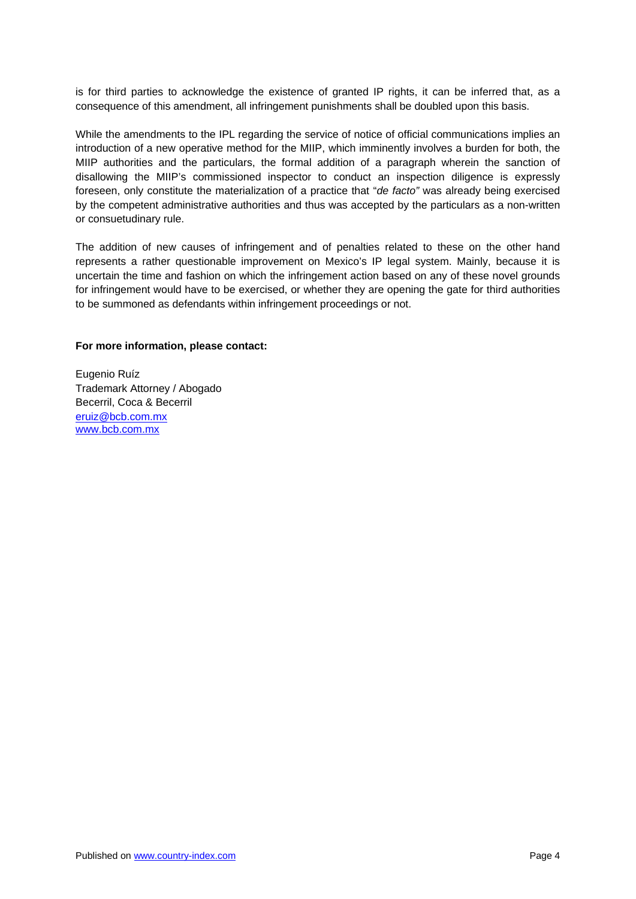is for third parties to acknowledge the existence of granted IP rights, it can be inferred that, as a consequence of this amendment, all infringement punishments shall be doubled upon this basis.

While the amendments to the IPL regarding the service of notice of official communications implies an introduction of a new operative method for the MIIP, which imminently involves a burden for both, the MIIP authorities and the particulars, the formal addition of a paragraph wherein the sanction of disallowing the MIIP's commissioned inspector to conduct an inspection diligence is expressly foreseen, only constitute the materialization of a practice that "*de facto*" was already being exercised by the competent administrative authorities and thus was accepted by the particulars as a non-written or consuetudinary rule.

The addition of new causes of infringement and of penalties related to these on the other hand represents a rather questionable improvement on Mexico's IP legal system. Mainly, because it is uncertain the time and fashion on which the infringement action based on any of these novel grounds for infringement would have to be exercised, or whether they are opening the gate for third authorities to be summoned as defendants within infringement proceedings or not.

**For more information, please contact:**

Eugenio Ruíz
Trademark Attorney / Abogado
Becerril, Coca & Becerril
eruiz@bcb.com.mx
www.bcb.com.mx